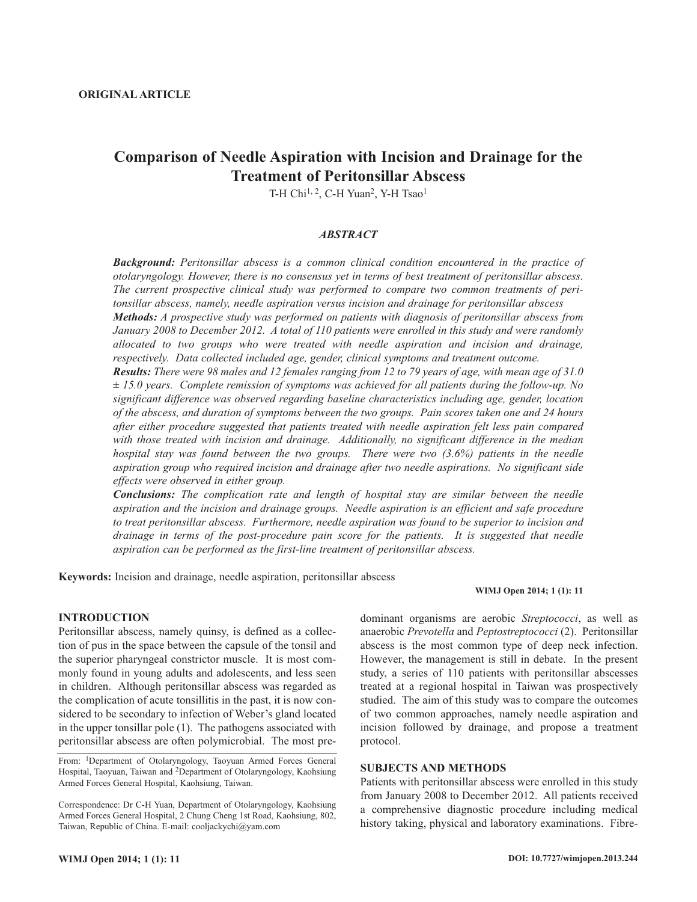**ORIGINAL ARTICLE**

# Comparison of Needle Aspiration with Incision and Drainage for the Treatment of Peritonsillar Abscess

T-H Chi[1, 2], C-H Yuan[2], Y-H Tsao[1]

## *ABSTRACT*

***Background:*** *Peritonsillar abscess is a common clinical condition encountered in the practice of otolaryngology. However, there is no consensus yet in terms of best treatment of peritonsillar abscess. The current prospective clinical study was performed to compare two common treatments of peritonsillar abscess, namely, needle aspiration versus incision and drainage for peritonsillar abscess*

***Methods:*** *A prospective study was performed on patients with diagnosis of peritonsillar abscess from January 2008 to December 2012. A total of 110 patients were enrolled in this study and were randomly allocated to two groups who were treated with needle aspiration and incision and drainage, respectively. Data collected included age, gender, clinical symptoms and treatment outcome.*

***Results:*** *There were 98 males and 12 females ranging from 12 to 79 years of age, with mean age of 31.0 ± 15.0 years. Complete remission of symptoms was achieved for all patients during the follow-up. No significant difference was observed regarding baseline characteristics including age, gender, location of the abscess, and duration of symptoms between the two groups. Pain scores taken one and 24 hours after either procedure suggested that patients treated with needle aspiration felt less pain compared with those treated with incision and drainage. Additionally, no significant difference in the median hospital stay was found between the two groups. There were two (3.6%) patients in the needle aspiration group who required incision and drainage after two needle aspirations. No significant side effects were observed in either group.*

***Conclusions:*** *The complication rate and length of hospital stay are similar between the needle aspiration and the incision and drainage groups. Needle aspiration is an efficient and safe procedure to treat peritonsillar abscess. Furthermore, needle aspiration was found to be superior to incision and drainage in terms of the post-procedure pain score for the patients. It is suggested that needle aspiration can be performed as the first-line treatment of peritonsillar abscess.*

**Keywords:** Incision and drainage, needle aspiration, peritonsillar abscess

## INTRODUCTION

Peritonsillar abscess, namely quinsy, is defined as a collection of pus in the space between the capsule of the tonsil and the superior pharyngeal constrictor muscle. It is most commonly found in young adults and adolescents, and less seen in children. Although peritonsillar abscess was regarded as the complication of acute tonsillitis in the past, it is now considered to be secondary to infection of Weber's gland located in the upper tonsillar pole (1). The pathogens associated with peritonsillar abscess are often polymicrobial. The most predominant organisms are aerobic *Streptococci*, as well as anaerobic *Prevotella* and *Peptostreptococci* (2). Peritonsillar abscess is the most common type of deep neck infection. However, the management is still in debate. In the present study, a series of 110 patients with peritonsillar abscesses treated at a regional hospital in Taiwan was prospectively studied. The aim of this study was to compare the outcomes of two common approaches, namely needle aspiration and incision followed by drainage, and propose a treatment protocol.

## SUBJECTS AND METHODS

Patients with peritonsillar abscess were enrolled in this study from January 2008 to December 2012. All patients received a comprehensive diagnostic procedure including medical history taking, physical and laboratory examinations. Fibre-

From: [1]Department of Otolaryngology, Taoyuan Armed Forces General Hospital, Taoyuan, Taiwan and [2]Department of Otolaryngology, Kaohsiung Armed Forces General Hospital, Kaohsiung, Taiwan.

Correspondence: Dr C-H Yuan, Department of Otolaryngology, Kaohsiung Armed Forces General Hospital, 2 Chung Cheng 1st Road, Kaohsiung, 802, Taiwan, Republic of China. E-mail: cooljackychi@yam.com

DOI: 10.7727/wimjopen.2013.244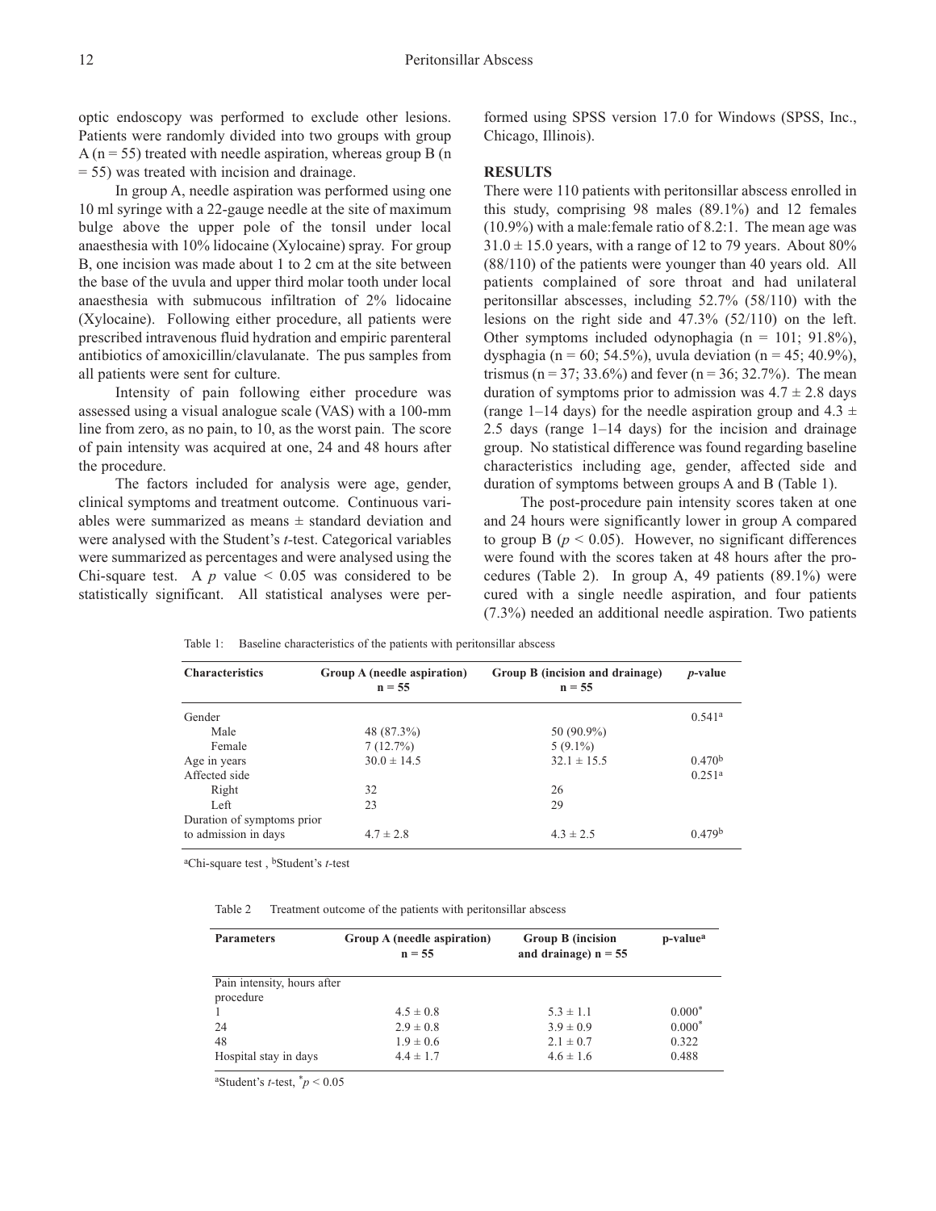optic endoscopy was performed to exclude other lesions. Patients were randomly divided into two groups with group A (n = 55) treated with needle aspiration, whereas group B (n = 55) was treated with incision and drainage.

In group A, needle aspiration was performed using one 10 ml syringe with a 22-gauge needle at the site of maximum bulge above the upper pole of the tonsil under local anaesthesia with 10% lidocaine (Xylocaine) spray. For group B, one incision was made about 1 to 2 cm at the site between the base of the uvula and upper third molar tooth under local anaesthesia with submucous infiltration of 2% lidocaine (Xylocaine). Following either procedure, all patients were prescribed intravenous fluid hydration and empiric parenteral antibiotics of amoxicillin/clavulanate. The pus samples from all patients were sent for culture.

Intensity of pain following either procedure was assessed using a visual analogue scale (VAS) with a 100-mm line from zero, as no pain, to 10, as the worst pain. The score of pain intensity was acquired at one, 24 and 48 hours after the procedure.

The factors included for analysis were age, gender, clinical symptoms and treatment outcome. Continuous variables were summarized as means ± standard deviation and were analysed with the Student's *t*-test. Categorical variables were summarized as percentages and were analysed using the Chi-square test. A $p$ value $< 0.05$ was considered to be statistically significant. All statistical analyses were performed using SPSS version 17.0 for Windows (SPSS, Inc., Chicago, Illinois).

## RESULTS

There were 110 patients with peritonsillar abscess enrolled in this study, comprising 98 males (89.1%) and 12 females (10.9%) with a male:female ratio of 8.2:1. The mean age was 31.0 ± 15.0 years, with a range of 12 to 79 years. About 80% (88/110) of the patients were younger than 40 years old. All patients complained of sore throat and had unilateral peritonsillar abscesses, including 52.7% (58/110) with the lesions on the right side and 47.3% (52/110) on the left. Other symptoms included odynophagia (n = 101; 91.8%), dysphagia (n = 60; 54.5%), uvula deviation (n = 45; 40.9%), trismus (n = 37; 33.6%) and fever (n = 36; 32.7%). The mean duration of symptoms prior to admission was 4.7 ± 2.8 days (range 1–14 days) for the needle aspiration group and 4.3 ± 2.5 days (range 1–14 days) for the incision and drainage group. No statistical difference was found regarding baseline characteristics including age, gender, affected side and duration of symptoms between groups A and B (Table 1).

The post-procedure pain intensity scores taken at one and 24 hours were significantly lower in group A compared to group B ($p < 0.05$). However, no significant differences were found with the scores taken at 48 hours after the procedures (Table 2). In group A, 49 patients (89.1%) were cured with a single needle aspiration, and four patients (7.3%) needed an additional needle aspiration. Two patients

Table 1: Baseline characteristics of the patients with peritonsillar abscess

| Characteristics | Group A (needle aspiration) n = 55 | Group B (incision and drainage) n = 55 | *p*-value |
|---|---|---|---|
| Gender | | | 0.541[a] |
| Male | 48 (87.3%) | 50 (90.9%) | |
| Female | 7 (12.7%) | 5 (9.1%) | |
| Age in years | 30.0 ± 14.5 | 32.1 ± 15.5 | 0.470[b] |
| Affected side | | | 0.251[a] |
| Right | 32 | 26 | |
| Left | 23 | 29 | |
| Duration of symptoms prior to admission in days | 4.7 ± 2.8 | 4.3 ± 2.5 | 0.479[b] |

[a]Chi-square test, [b]Student's *t*-test

Table 2 Treatment outcome of the patients with peritonsillar abscess

| Parameters | Group A (needle aspiration) n = 55 | Group B (incision and drainage) n = 55 | p-value[a] |
|---|---|---|---|
| Pain intensity, hours after procedure | | | |
| 1 | 4.5 ± 0.8 | 5.3 ± 1.1 | 0.000* |
| 24 | 2.9 ± 0.8 | 3.9 ± 0.9 | 0.000* |
| 48 | 1.9 ± 0.6 | 2.1 ± 0.7 | 0.322 |
| Hospital stay in days | 4.4 ± 1.7 | 4.6 ± 1.6 | 0.488 |

[a]Student's *t*-test, *$p < 0.05$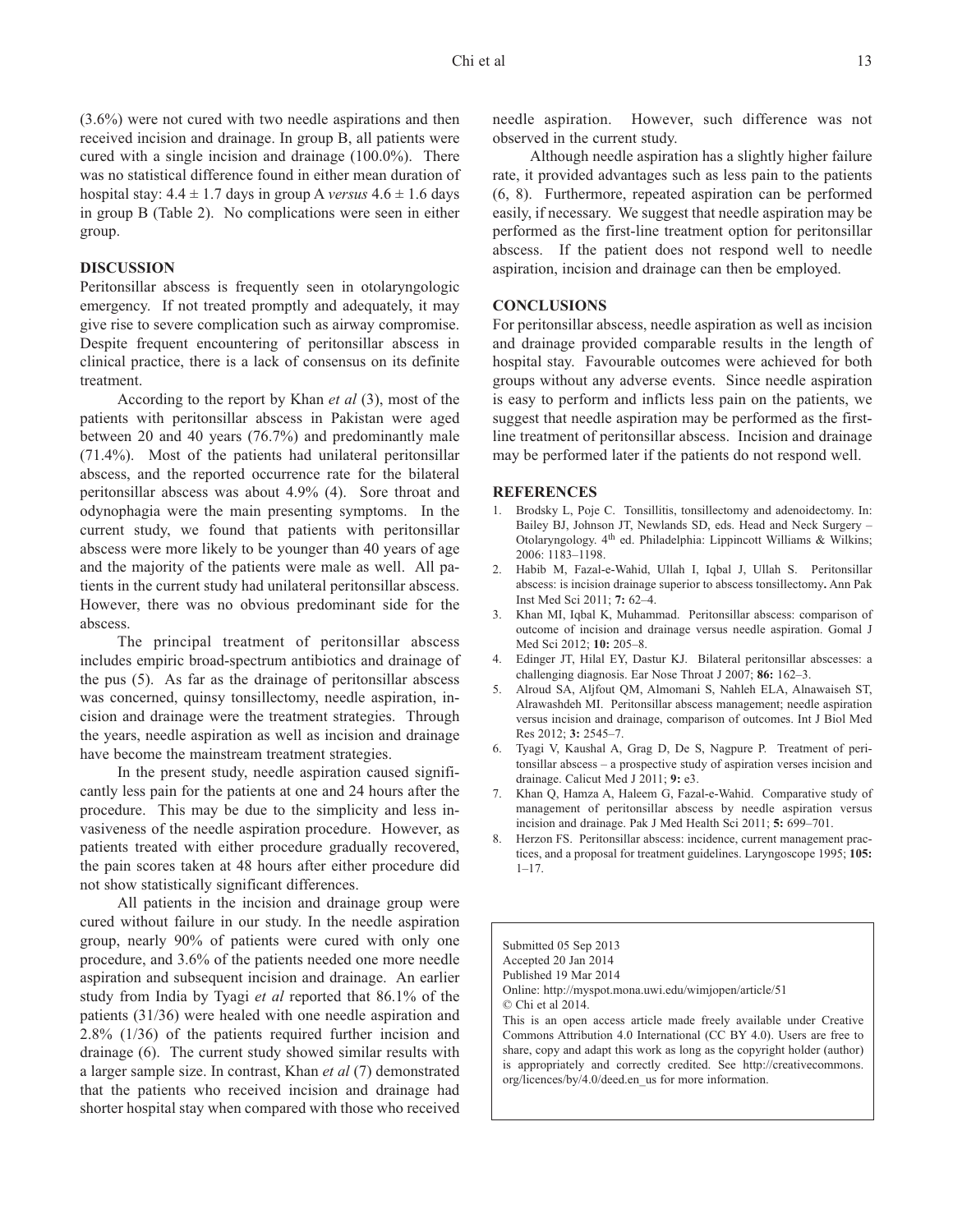(3.6%) were not cured with two needle aspirations and then received incision and drainage. In group B, all patients were cured with a single incision and drainage (100.0%). There was no statistical difference found in either mean duration of hospital stay: 4.4 ± 1.7 days in group A *versus* 4.6 ± 1.6 days in group B (Table 2). No complications were seen in either group.

## DISCUSSION

Peritonsillar abscess is frequently seen in otolaryngologic emergency. If not treated promptly and adequately, it may give rise to severe complication such as airway compromise. Despite frequent encountering of peritonsillar abscess in clinical practice, there is a lack of consensus on its definite treatment.

According to the report by Khan *et al* (3), most of the patients with peritonsillar abscess in Pakistan were aged between 20 and 40 years (76.7%) and predominantly male (71.4%). Most of the patients had unilateral peritonsillar abscess, and the reported occurrence rate for the bilateral peritonsillar abscess was about 4.9% (4). Sore throat and odynophagia were the main presenting symptoms. In the current study, we found that patients with peritonsillar abscess were more likely to be younger than 40 years of age and the majority of the patients were male as well. All patients in the current study had unilateral peritonsillar abscess. However, there was no obvious predominant side for the abscess.

The principal treatment of peritonsillar abscess includes empiric broad-spectrum antibiotics and drainage of the pus (5). As far as the drainage of peritonsillar abscess was concerned, quinsy tonsillectomy, needle aspiration, incision and drainage were the treatment strategies. Through the years, needle aspiration as well as incision and drainage have become the mainstream treatment strategies.

In the present study, needle aspiration caused significantly less pain for the patients at one and 24 hours after the procedure. This may be due to the simplicity and less invasiveness of the needle aspiration procedure. However, as patients treated with either procedure gradually recovered, the pain scores taken at 48 hours after either procedure did not show statistically significant differences.

All patients in the incision and drainage group were cured without failure in our study. In the needle aspiration group, nearly 90% of patients were cured with only one procedure, and 3.6% of the patients needed one more needle aspiration and subsequent incision and drainage. An earlier study from India by Tyagi *et al* reported that 86.1% of the patients (31/36) were healed with one needle aspiration and 2.8% (1/36) of the patients required further incision and drainage (6). The current study showed similar results with a larger sample size. In contrast, Khan *et al* (7) demonstrated that the patients who received incision and drainage had shorter hospital stay when compared with those who received needle aspiration. However, such difference was not observed in the current study.

Although needle aspiration has a slightly higher failure rate, it provided advantages such as less pain to the patients (6, 8). Furthermore, repeated aspiration can be performed easily, if necessary. We suggest that needle aspiration may be performed as the first-line treatment option for peritonsillar abscess. If the patient does not respond well to needle aspiration, incision and drainage can then be employed.

## CONCLUSIONS

For peritonsillar abscess, needle aspiration as well as incision and drainage provided comparable results in the length of hospital stay. Favourable outcomes were achieved for both groups without any adverse events. Since needle aspiration is easy to perform and inflicts less pain on the patients, we suggest that needle aspiration may be performed as the first-line treatment of peritonsillar abscess. Incision and drainage may be performed later if the patients do not respond well.

## REFERENCES

1. Brodsky L, Poje C. Tonsillitis, tonsillectomy and adenoidectomy. In: Bailey BJ, Johnson JT, Newlands SD, eds. Head and Neck Surgery – Otolaryngology. 4th ed. Philadelphia: Lippincott Williams & Wilkins; 2006: 1183–1198.
2. Habib M, Fazal-e-Wahid, Ullah I, Iqbal J, Ullah S. Peritonsillar abscess: is incision drainage superior to abscess tonsillectomy**.** Ann Pak Inst Med Sci 2011; **7:** 62–4.
3. Khan MI, Iqbal K, Muhammad. Peritonsillar abscess: comparison of outcome of incision and drainage versus needle aspiration. Gomal J Med Sci 2012; **10:** 205–8.
4. Edinger JT, Hilal EY, Dastur KJ. Bilateral peritonsillar abscesses: a challenging diagnosis. Ear Nose Throat J 2007; **86:** 162–3.
5. Alroud SA, Aljfout QM, Almomani S, Nahleh ELA, Alnawaiseh ST, Alrawashdeh MI. Peritonsillar abscess management; needle aspiration versus incision and drainage, comparison of outcomes. Int J Biol Med Res 2012; **3:** 2545–7.
6. Tyagi V, Kaushal A, Grag D, De S, Nagpure P. Treatment of peritonsillar abscess – a prospective study of aspiration verses incision and drainage. Calicut Med J 2011; **9:** e3.
7. Khan Q, Hamza A, Haleem G, Fazal-e-Wahid. Comparative study of management of peritonsillar abscess by needle aspiration versus incision and drainage. Pak J Med Health Sci 2011; **5:** 699–701.
8. Herzon FS. Peritonsillar abscess: incidence, current management practices, and a proposal for treatment guidelines. Laryngoscope 1995; **105:** 1–17.

Submitted 05 Sep 2013
Accepted 20 Jan 2014
Published 19 Mar 2014
Online: http://myspot.mona.uwi.edu/wimjopen/article/51
© Chi et al 2014.
This is an open access article made freely available under Creative Commons Attribution 4.0 International (CC BY 4.0). Users are free to share, copy and adapt this work as long as the copyright holder (author) is appropriately and correctly credited. See http://creativecommons.org/licences/by/4.0/deed.en_us for more information.